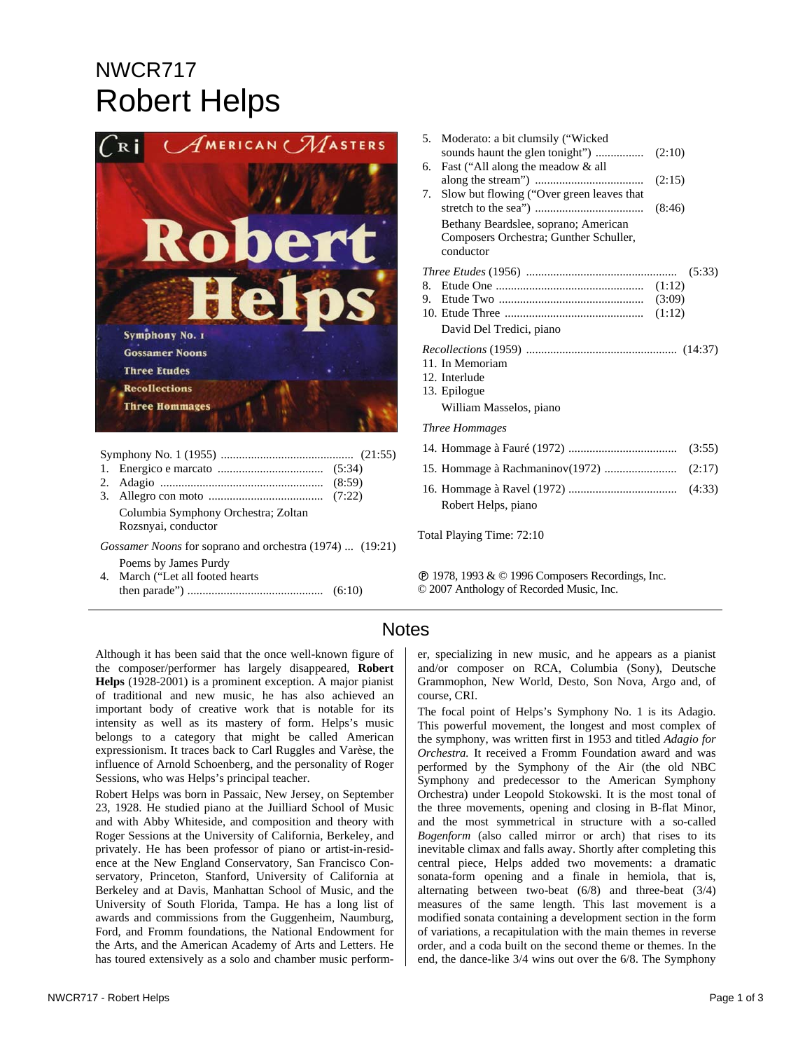# NWCR717
# Robert Helps

Symphony No. 1 (1955) ............................................ (21:55)

1. Energico e marcato ................................... (5:34)
2. Adagio ...................................................... (8:59)
3. Allegro con moto ...................................... (7:22)

Columbia Symphony Orchestra; Zoltan Rozsnyai, conductor

*Gossamer Noons* for soprano and orchestra (1974) ... (19:21)

Poems by James Purdy

4. March ("Let all footed hearts then parade") ............................................ (6:10)
5. Moderato: a bit clumsily ("Wicked sounds haunt the glen tonight") ................ (2:10)
6. Fast ("All along the meadow & all along the stream") .................................... (2:15)
7. Slow but flowing ("Over green leaves that stretch to the sea") .................................... (8:46)

Bethany Beardslee, soprano; American Composers Orchestra; Gunther Schuller, conductor

*Three Etudes* (1956) .................................................. (5:33)

8. Etude One ................................................. (1:12)
9. Etude Two ................................................. (3:09)
10. Etude Three .............................................. (1:12)

David Del Tredici, piano

*Recollections* (1959) .................................................. (14:37)

11. In Memoriam
12. Interlude
13. Epilogue

William Masselos, piano

*Three Hommages*

14. Hommage à Fauré (1972) .................................... (3:55)
15. Hommage à Rachmaninov(1972) ......................... (2:17)
16. Hommage à Ravel (1972) .................................... (4:33)

Robert Helps, piano

Total Playing Time: 72:10

℗ 1978, 1993 & © 1996 Composers Recordings, Inc.
© 2007 Anthology of Recorded Music, Inc.

## Notes

Although it has been said that the once well-known figure of the composer/performer has largely disappeared, **Robert Helps** (1928-2001) is a prominent exception. A major pianist of traditional and new music, he has also achieved an important body of creative work that is notable for its intensity as well as its mastery of form. Helps's music belongs to a category that might be called American expressionism. It traces back to Carl Ruggles and Varèse, the influence of Arnold Schoenberg, and the personality of Roger Sessions, who was Helps's principal teacher.

Robert Helps was born in Passaic, New Jersey, on September 23, 1928. He studied piano at the Juilliard School of Music and with Abby Whiteside, and composition and theory with Roger Sessions at the University of California, Berkeley, and privately. He has been professor of piano or artist-in-residence at the New England Conservatory, San Francisco Conservatory, Princeton, Stanford, University of California at Berkeley and at Davis, Manhattan School of Music, and the University of South Florida, Tampa. He has a long list of awards and commissions from the Guggenheim, Naumburg, Ford, and Fromm foundations, the National Endowment for the Arts, and the American Academy of Arts and Letters. He has toured extensively as a solo and chamber music performer, specializing in new music, and he appears as a pianist and/or composer on RCA, Columbia (Sony), Deutsche Grammophon, New World, Desto, Son Nova, Argo and, of course, CRI.

The focal point of Helps's Symphony No. 1 is its Adagio. This powerful movement, the longest and most complex of the symphony, was written first in 1953 and titled *Adagio for Orchestra.* It received a Fromm Foundation award and was performed by the Symphony of the Air (the old NBC Symphony and predecessor to the American Symphony Orchestra) under Leopold Stokowski. It is the most tonal of the three movements, opening and closing in B-flat Minor, and the most symmetrical in structure with a so-called *Bogenform* (also called mirror or arch) that rises to its inevitable climax and falls away. Shortly after completing this central piece, Helps added two movements: a dramatic sonata-form opening and a finale in hemiola, that is, alternating between two-beat (6/8) and three-beat (3/4) measures of the same length. This last movement is a modified sonata containing a development section in the form of variations, a recapitulation with the main themes in reverse order, and a coda built on the second theme or themes. In the end, the dance-like 3/4 wins out over the 6/8. The Symphony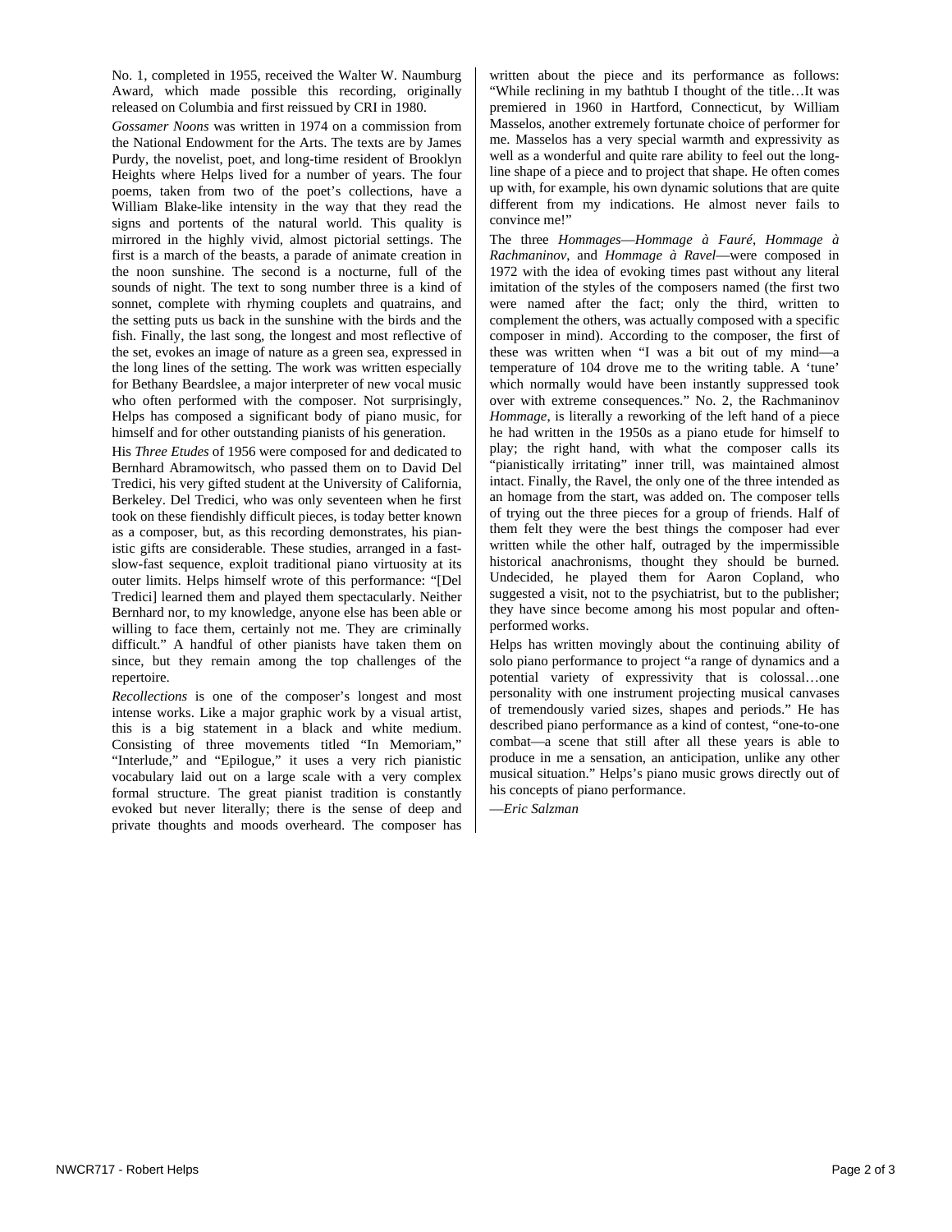No. 1, completed in 1955, received the Walter W. Naumburg Award, which made possible this recording, originally released on Columbia and first reissued by CRI in 1980.

*Gossamer Noons* was written in 1974 on a commission from the National Endowment for the Arts. The texts are by James Purdy, the novelist, poet, and long-time resident of Brooklyn Heights where Helps lived for a number of years. The four poems, taken from two of the poet's collections, have a William Blake-like intensity in the way that they read the signs and portents of the natural world. This quality is mirrored in the highly vivid, almost pictorial settings. The first is a march of the beasts, a parade of animate creation in the noon sunshine. The second is a nocturne, full of the sounds of night. The text to song number three is a kind of sonnet, complete with rhyming couplets and quatrains, and the setting puts us back in the sunshine with the birds and the fish. Finally, the last song, the longest and most reflective of the set, evokes an image of nature as a green sea, expressed in the long lines of the setting. The work was written especially for Bethany Beardslee, a major interpreter of new vocal music who often performed with the composer. Not surprisingly, Helps has composed a significant body of piano music, for himself and for other outstanding pianists of his generation.

His *Three Etudes* of 1956 were composed for and dedicated to Bernhard Abramowitsch, who passed them on to David Del Tredici, his very gifted student at the University of California, Berkeley. Del Tredici, who was only seventeen when he first took on these fiendishly difficult pieces, is today better known as a composer, but, as this recording demonstrates, his pianistic gifts are considerable. These studies, arranged in a fast-slow-fast sequence, exploit traditional piano virtuosity at its outer limits. Helps himself wrote of this performance: "[Del Tredici] learned them and played them spectacularly. Neither Bernhard nor, to my knowledge, anyone else has been able or willing to face them, certainly not me. They are criminally difficult." A handful of other pianists have taken them on since, but they remain among the top challenges of the repertoire.

*Recollections* is one of the composer's longest and most intense works. Like a major graphic work by a visual artist, this is a big statement in a black and white medium. Consisting of three movements titled "In Memoriam," "Interlude," and "Epilogue," it uses a very rich pianistic vocabulary laid out on a large scale with a very complex formal structure. The great pianist tradition is constantly evoked but never literally; there is the sense of deep and private thoughts and moods overheard. The composer has written about the piece and its performance as follows: "While reclining in my bathtub I thought of the title…It was premiered in 1960 in Hartford, Connecticut, by William Masselos, another extremely fortunate choice of performer for me. Masselos has a very special warmth and expressivity as well as a wonderful and quite rare ability to feel out the long-line shape of a piece and to project that shape. He often comes up with, for example, his own dynamic solutions that are quite different from my indications. He almost never fails to convince me!"

The three *Hommages*—*Hommage à Fauré*, *Hommage à Rachmaninov*, and *Hommage à Ravel*—were composed in 1972 with the idea of evoking times past without any literal imitation of the styles of the composers named (the first two were named after the fact; only the third, written to complement the others, was actually composed with a specific composer in mind). According to the composer, the first of these was written when "I was a bit out of my mind—a temperature of 104 drove me to the writing table. A 'tune' which normally would have been instantly suppressed took over with extreme consequences." No. 2, the Rachmaninov *Hommage*, is literally a reworking of the left hand of a piece he had written in the 1950s as a piano etude for himself to play; the right hand, with what the composer calls its "pianistically irritating" inner trill, was maintained almost intact. Finally, the Ravel, the only one of the three intended as an homage from the start, was added on. The composer tells of trying out the three pieces for a group of friends. Half of them felt they were the best things the composer had ever written while the other half, outraged by the impermissible historical anachronisms, thought they should be burned. Undecided, he played them for Aaron Copland, who suggested a visit, not to the psychiatrist, but to the publisher; they have since become among his most popular and often-performed works.

Helps has written movingly about the continuing ability of solo piano performance to project "a range of dynamics and a potential variety of expressivity that is colossal…one personality with one instrument projecting musical canvases of tremendously varied sizes, shapes and periods." He has described piano performance as a kind of contest, "one-to-one combat—a scene that still after all these years is able to produce in me a sensation, an anticipation, unlike any other musical situation." Helps's piano music grows directly out of his concepts of piano performance.

—*Eric Salzman*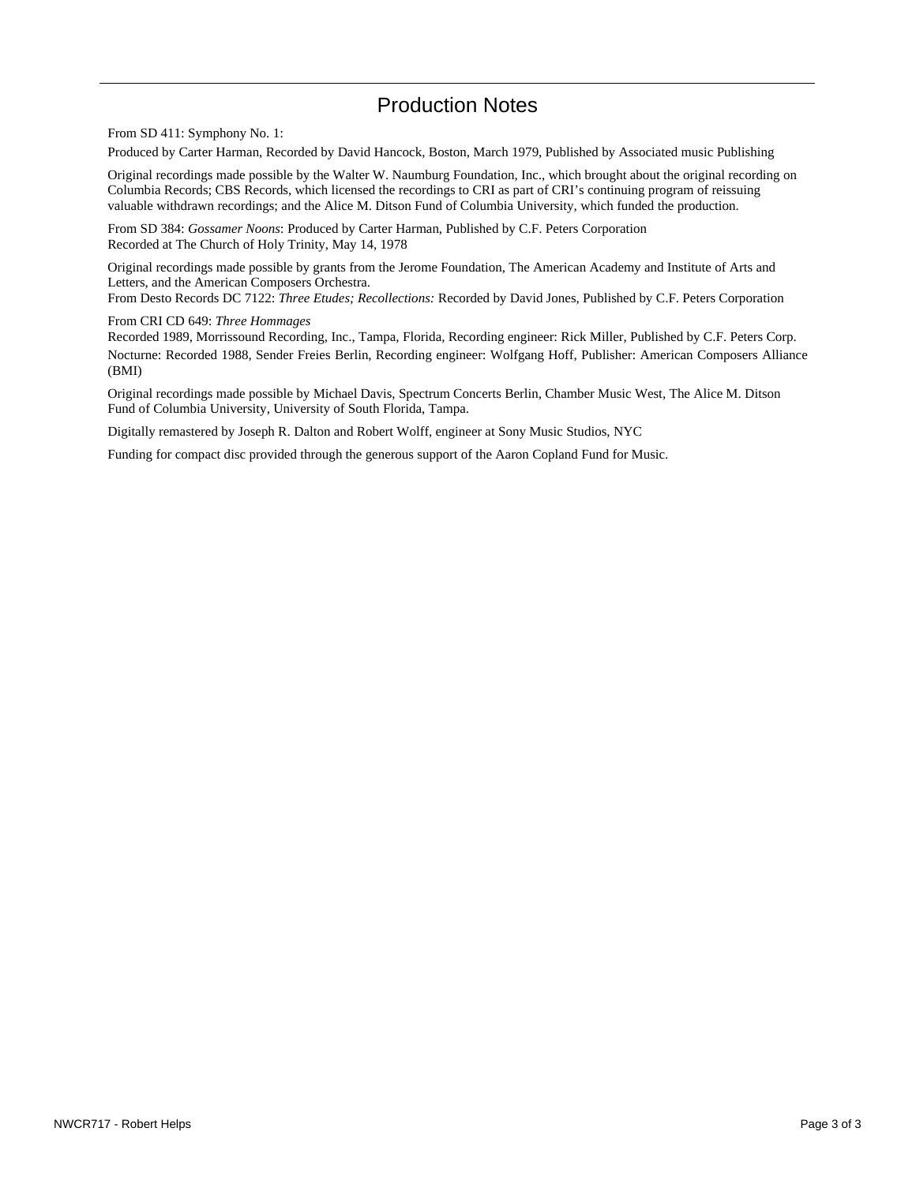## Production Notes

From SD 411: Symphony No. 1:

Produced by Carter Harman, Recorded by David Hancock, Boston, March 1979, Published by Associated music Publishing

Original recordings made possible by the Walter W. Naumburg Foundation, Inc., which brought about the original recording on Columbia Records; CBS Records, which licensed the recordings to CRI as part of CRI's continuing program of reissuing valuable withdrawn recordings; and the Alice M. Ditson Fund of Columbia University, which funded the production.

From SD 384: *Gossamer Noons*: Produced by Carter Harman, Published by C.F. Peters Corporation
Recorded at The Church of Holy Trinity, May 14, 1978

Original recordings made possible by grants from the Jerome Foundation, The American Academy and Institute of Arts and Letters, and the American Composers Orchestra.
From Desto Records DC 7122: *Three Etudes; Recollections:* Recorded by David Jones, Published by C.F. Peters Corporation

From CRI CD 649: *Three Hommages*
Recorded 1989, Morrissound Recording, Inc., Tampa, Florida, Recording engineer: Rick Miller, Published by C.F. Peters Corp.
Nocturne: Recorded 1988, Sender Freies Berlin, Recording engineer: Wolfgang Hoff, Publisher: American Composers Alliance (BMI)

Original recordings made possible by Michael Davis, Spectrum Concerts Berlin, Chamber Music West, The Alice M. Ditson Fund of Columbia University, University of South Florida, Tampa.

Digitally remastered by Joseph R. Dalton and Robert Wolff, engineer at Sony Music Studios, NYC

Funding for compact disc provided through the generous support of the Aaron Copland Fund for Music.